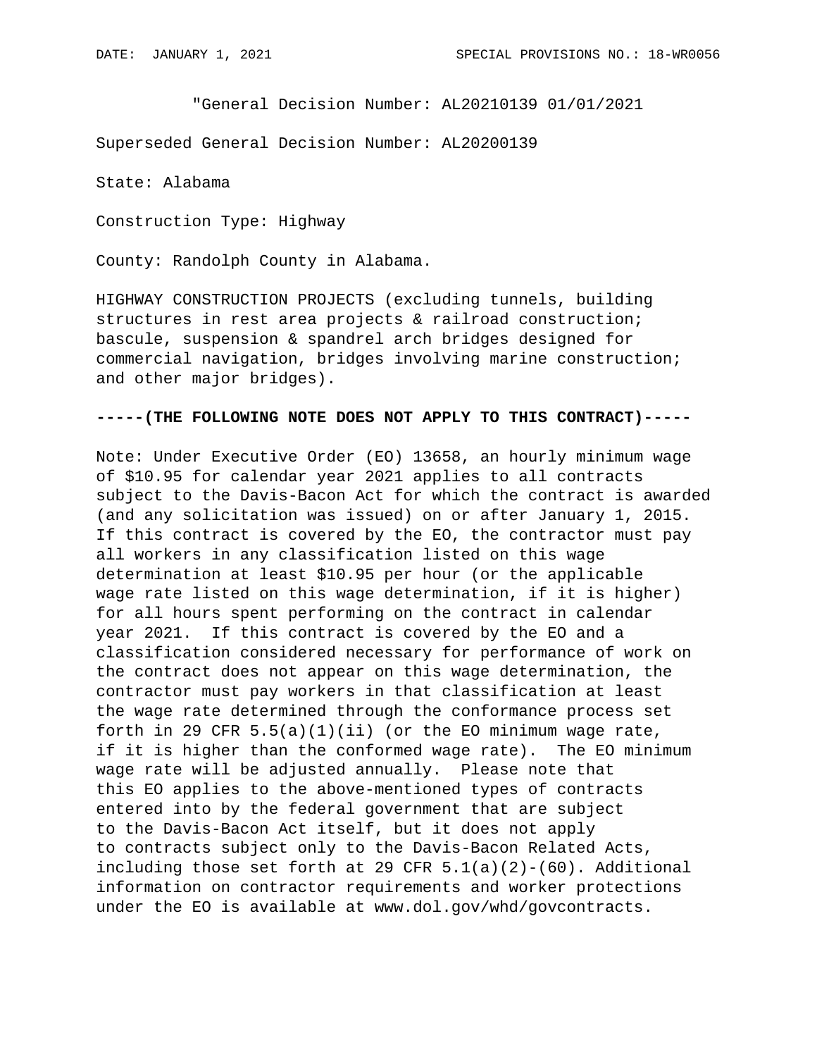"General Decision Number: AL20210139 01/01/2021

Superseded General Decision Number: AL20200139

State: Alabama

Construction Type: Highway

County: Randolph County in Alabama.

HIGHWAY CONSTRUCTION PROJECTS (excluding tunnels, building structures in rest area projects & railroad construction; bascule, suspension & spandrel arch bridges designed for commercial navigation, bridges involving marine construction; and other major bridges).

**-----(THE FOLLOWING NOTE DOES NOT APPLY TO THIS CONTRACT)-----**

Note: Under Executive Order (EO) 13658, an hourly minimum wage of $10.95 for calendar year 2021 applies to all contracts subject to the Davis-Bacon Act for which the contract is awarded (and any solicitation was issued) on or after January 1, 2015. If this contract is covered by the EO, the contractor must pay all workers in any classification listed on this wage determination at least $10.95 per hour (or the applicable wage rate listed on this wage determination, if it is higher) for all hours spent performing on the contract in calendar year 2021. If this contract is covered by the EO and a classification considered necessary for performance of work on the contract does not appear on this wage determination, the contractor must pay workers in that classification at least the wage rate determined through the conformance process set forth in 29 CFR 5.5(a)(1)(ii) (or the EO minimum wage rate, if it is higher than the conformed wage rate). The EO minimum wage rate will be adjusted annually. Please note that this EO applies to the above-mentioned types of contracts entered into by the federal government that are subject to the Davis-Bacon Act itself, but it does not apply to contracts subject only to the Davis-Bacon Related Acts, including those set forth at 29 CFR 5.1(a)(2)-(60). Additional information on contractor requirements and worker protections under the EO is available at www.dol.gov/whd/govcontracts.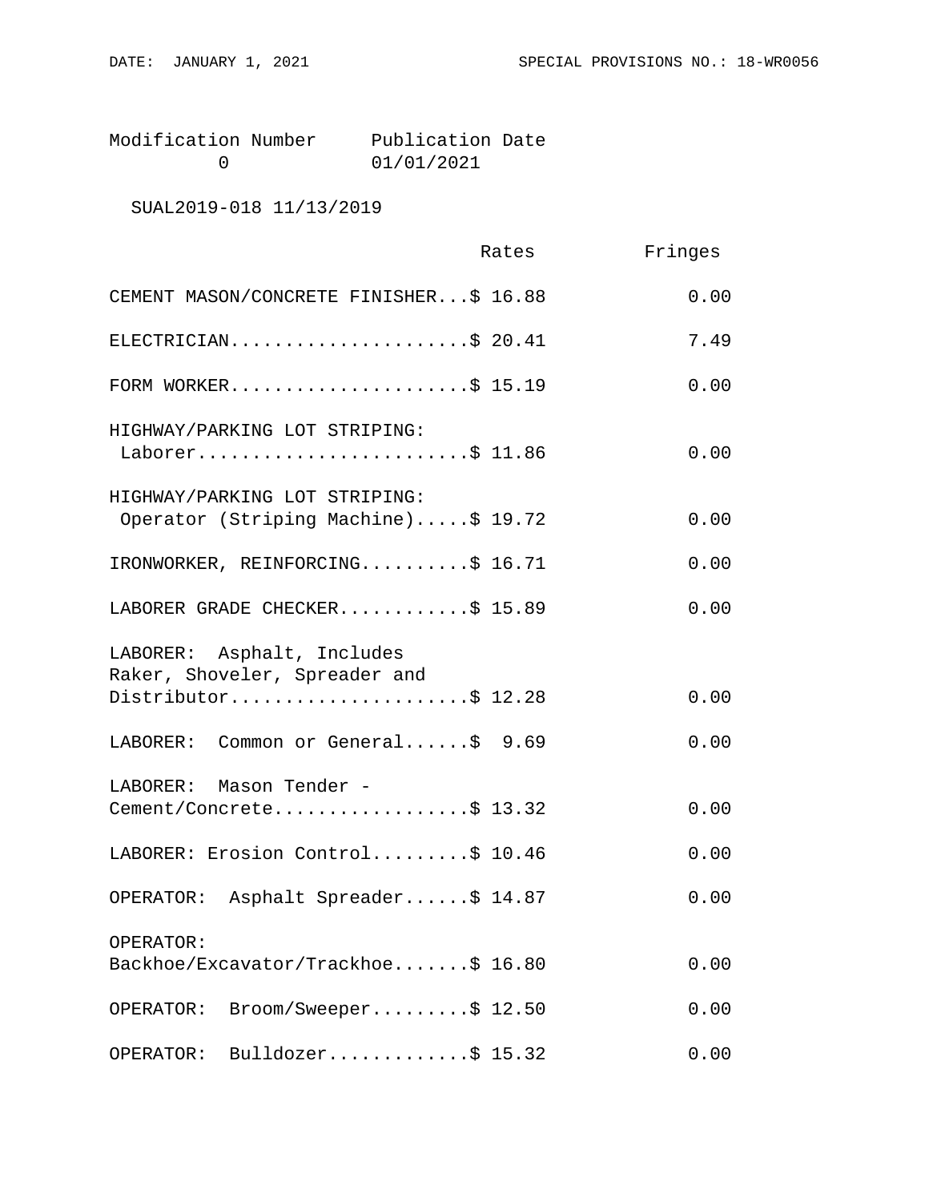Modification Number     Publication Date
0     01/01/2021

SUAL2019-018 11/13/2019

| | Rates | Fringes |
|---|---|---|
| CEMENT MASON/CONCRETE FINISHER... | $ 16.88 | 0.00 |
| ELECTRICIAN...................... | $ 20.41 | 7.49 |
| FORM WORKER...................... | $ 15.19 | 0.00 |
| HIGHWAY/PARKING LOT STRIPING: Laborer......................... | $ 11.86 | 0.00 |
| HIGHWAY/PARKING LOT STRIPING: Operator (Striping Machine)..... | $ 19.72 | 0.00 |
| IRONWORKER, REINFORCING.......... | $ 16.71 | 0.00 |
| LABORER GRADE CHECKER............ | $ 15.89 | 0.00 |
| LABORER: Asphalt, Includes Raker, Shoveler, Spreader and Distributor...................... | $ 12.28 | 0.00 |
| LABORER: Common or General...... | $ 9.69 | 0.00 |
| LABORER: Mason Tender - Cement/Concrete.................. | $ 13.32 | 0.00 |
| LABORER: Erosion Control......... | $ 10.46 | 0.00 |
| OPERATOR: Asphalt Spreader...... | $ 14.87 | 0.00 |
| OPERATOR: Backhoe/Excavator/Trackhoe....... | $ 16.80 | 0.00 |
| OPERATOR: Broom/Sweeper......... | $ 12.50 | 0.00 |
| OPERATOR: Bulldozer............. | $ 15.32 | 0.00 |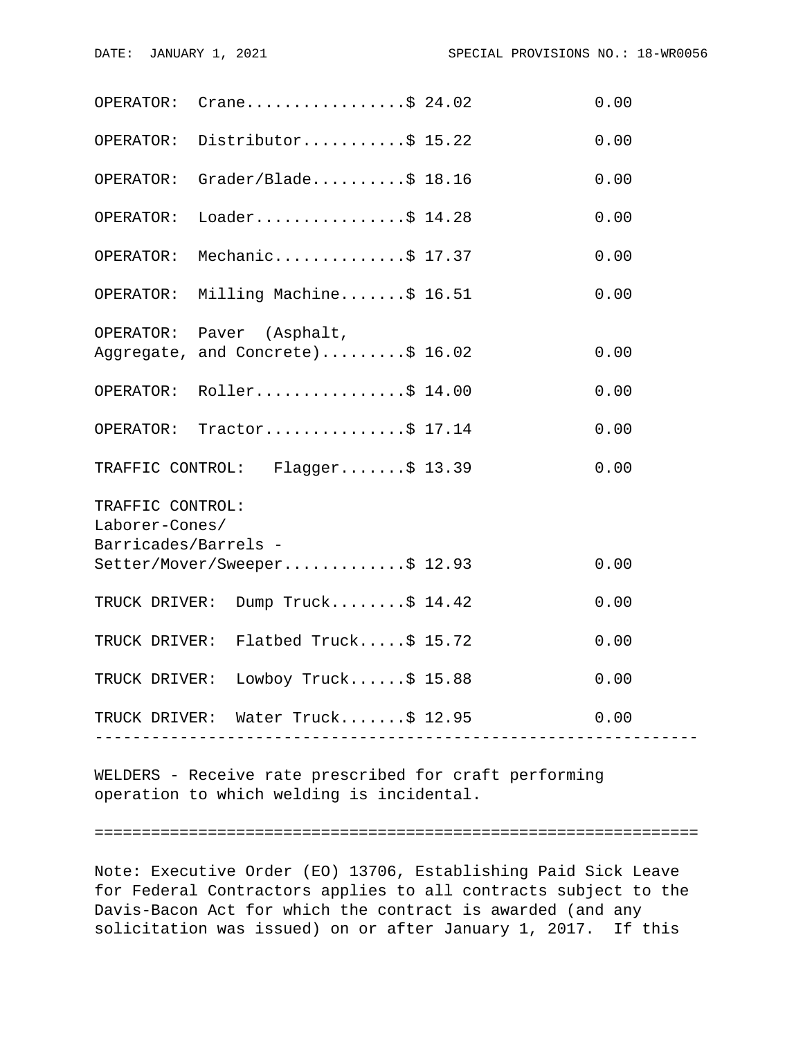| | Rates | Fringes |
|---|---|---|
| OPERATOR: Crane | $ 24.02 | 0.00 |
| OPERATOR: Distributor | $ 15.22 | 0.00 |
| OPERATOR: Grader/Blade | $ 18.16 | 0.00 |
| OPERATOR: Loader | $ 14.28 | 0.00 |
| OPERATOR: Mechanic | $ 17.37 | 0.00 |
| OPERATOR: Milling Machine | $ 16.51 | 0.00 |
| OPERATOR: Paver (Asphalt, Aggregate, and Concrete) | $ 16.02 | 0.00 |
| OPERATOR: Roller | $ 14.00 | 0.00 |
| OPERATOR: Tractor | $ 17.14 | 0.00 |
| TRAFFIC CONTROL: Flagger | $ 13.39 | 0.00 |
| TRAFFIC CONTROL: Laborer-Cones/ Barricades/Barrels - Setter/Mover/Sweeper | $ 12.93 | 0.00 |
| TRUCK DRIVER: Dump Truck | $ 14.42 | 0.00 |
| TRUCK DRIVER: Flatbed Truck | $ 15.72 | 0.00 |
| TRUCK DRIVER: Lowboy Truck | $ 15.88 | 0.00 |
| TRUCK DRIVER: Water Truck | $ 12.95 | 0.00 |

---

WELDERS - Receive rate prescribed for craft performing operation to which welding is incidental.

---

Note: Executive Order (EO) 13706, Establishing Paid Sick Leave for Federal Contractors applies to all contracts subject to the Davis-Bacon Act for which the contract is awarded (and any solicitation was issued) on or after January 1, 2017. If this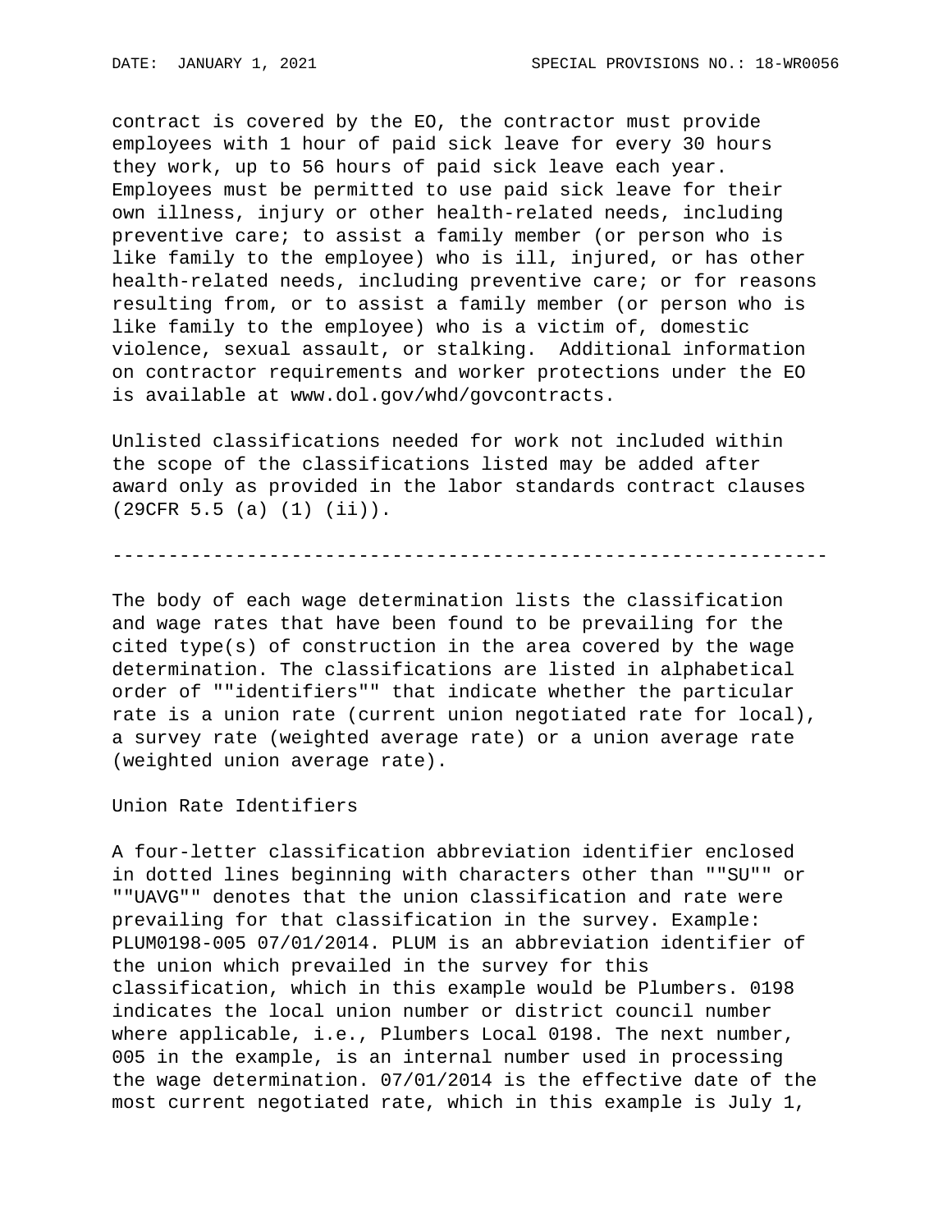contract is covered by the EO, the contractor must provide employees with 1 hour of paid sick leave for every 30 hours they work, up to 56 hours of paid sick leave each year. Employees must be permitted to use paid sick leave for their own illness, injury or other health-related needs, including preventive care; to assist a family member (or person who is like family to the employee) who is ill, injured, or has other health-related needs, including preventive care; or for reasons resulting from, or to assist a family member (or person who is like family to the employee) who is a victim of, domestic violence, sexual assault, or stalking. Additional information on contractor requirements and worker protections under the EO is available at www.dol.gov/whd/govcontracts.

Unlisted classifications needed for work not included within the scope of the classifications listed may be added after award only as provided in the labor standards contract clauses (29CFR 5.5 (a) (1) (ii)).

----------------------------------------------------------------

The body of each wage determination lists the classification and wage rates that have been found to be prevailing for the cited type(s) of construction in the area covered by the wage determination. The classifications are listed in alphabetical order of ""identifiers"" that indicate whether the particular rate is a union rate (current union negotiated rate for local), a survey rate (weighted average rate) or a union average rate (weighted union average rate).

Union Rate Identifiers

A four-letter classification abbreviation identifier enclosed in dotted lines beginning with characters other than ""SU"" or ""UAVG"" denotes that the union classification and rate were prevailing for that classification in the survey. Example: PLUM0198-005 07/01/2014. PLUM is an abbreviation identifier of the union which prevailed in the survey for this classification, which in this example would be Plumbers. 0198 indicates the local union number or district council number where applicable, i.e., Plumbers Local 0198. The next number, 005 in the example, is an internal number used in processing the wage determination. 07/01/2014 is the effective date of the most current negotiated rate, which in this example is July 1,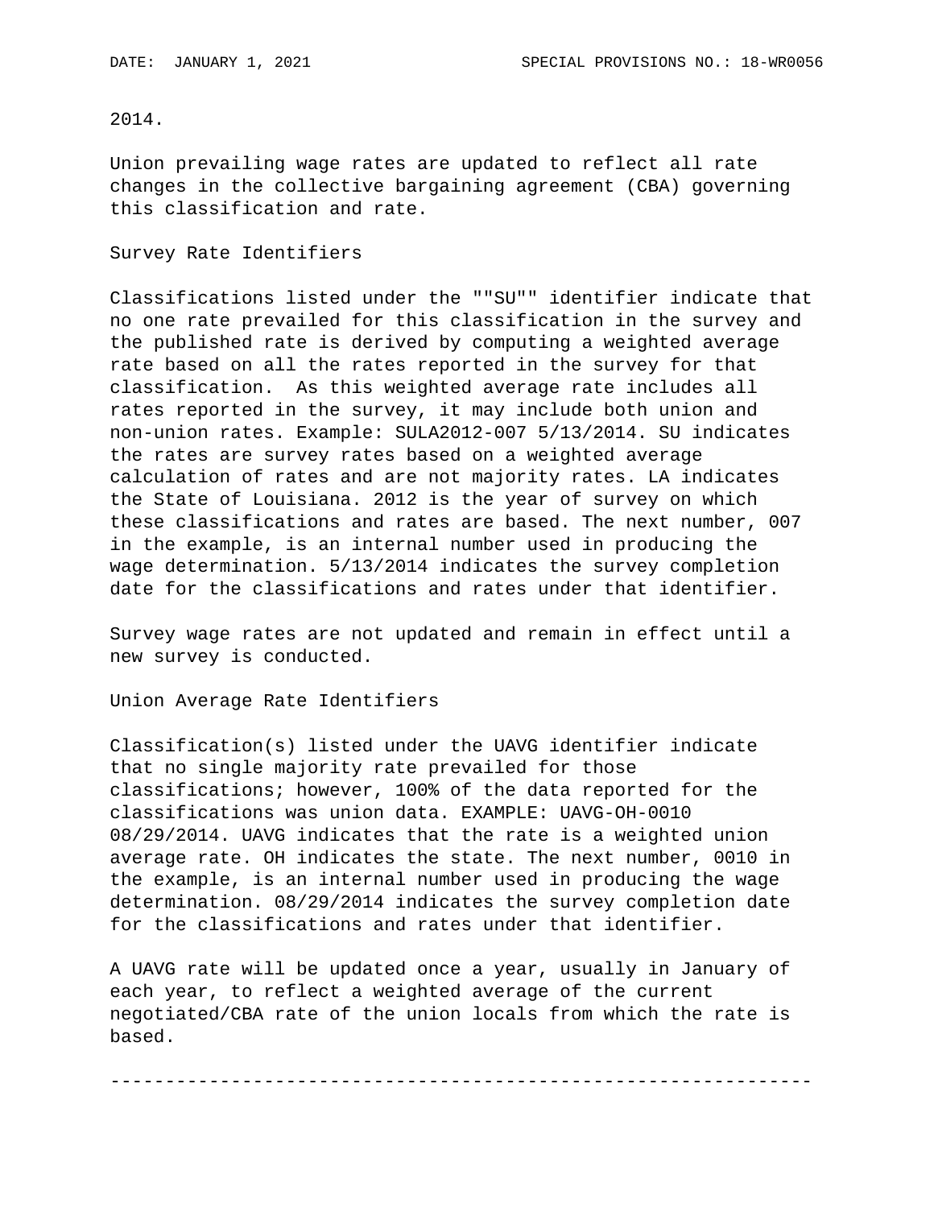2014.

Union prevailing wage rates are updated to reflect all rate changes in the collective bargaining agreement (CBA) governing this classification and rate.

Survey Rate Identifiers

Classifications listed under the ""SU"" identifier indicate that no one rate prevailed for this classification in the survey and the published rate is derived by computing a weighted average rate based on all the rates reported in the survey for that classification. As this weighted average rate includes all rates reported in the survey, it may include both union and non-union rates. Example: SULA2012-007 5/13/2014. SU indicates the rates are survey rates based on a weighted average calculation of rates and are not majority rates. LA indicates the State of Louisiana. 2012 is the year of survey on which these classifications and rates are based. The next number, 007 in the example, is an internal number used in producing the wage determination. 5/13/2014 indicates the survey completion date for the classifications and rates under that identifier.

Survey wage rates are not updated and remain in effect until a new survey is conducted.

Union Average Rate Identifiers

Classification(s) listed under the UAVG identifier indicate that no single majority rate prevailed for those classifications; however, 100% of the data reported for the classifications was union data. EXAMPLE: UAVG-OH-0010 08/29/2014. UAVG indicates that the rate is a weighted union average rate. OH indicates the state. The next number, 0010 in the example, is an internal number used in producing the wage determination. 08/29/2014 indicates the survey completion date for the classifications and rates under that identifier.

A UAVG rate will be updated once a year, usually in January of each year, to reflect a weighted average of the current negotiated/CBA rate of the union locals from which the rate is based.

----------------------------------------------------------------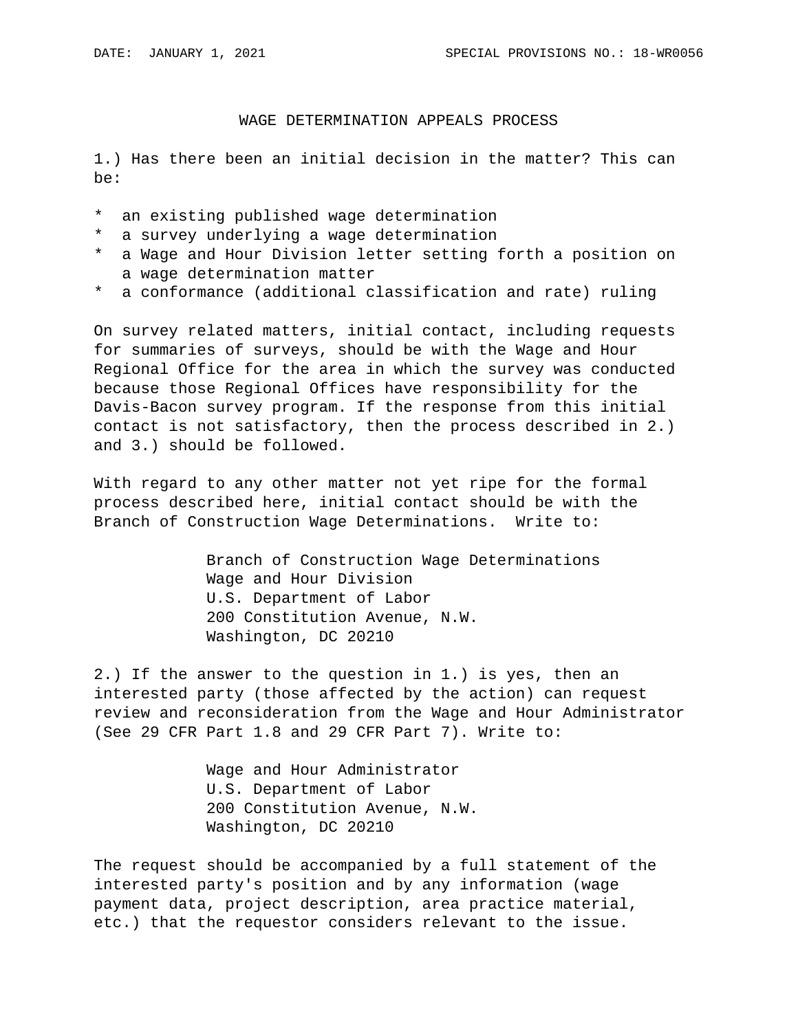DATE: JANUARY 1, 2021 SPECIAL PROVISIONS NO.: 18-WR0056

## WAGE DETERMINATION APPEALS PROCESS

1.) Has there been an initial decision in the matter? This can be:

* an existing published wage determination
* a survey underlying a wage determination
* a Wage and Hour Division letter setting forth a position on a wage determination matter
* a conformance (additional classification and rate) ruling

On survey related matters, initial contact, including requests for summaries of surveys, should be with the Wage and Hour Regional Office for the area in which the survey was conducted because those Regional Offices have responsibility for the Davis-Bacon survey program. If the response from this initial contact is not satisfactory, then the process described in 2.) and 3.) should be followed.

With regard to any other matter not yet ripe for the formal process described here, initial contact should be with the Branch of Construction Wage Determinations. Write to:

Branch of Construction Wage Determinations
Wage and Hour Division
U.S. Department of Labor
200 Constitution Avenue, N.W.
Washington, DC 20210

2.) If the answer to the question in 1.) is yes, then an interested party (those affected by the action) can request review and reconsideration from the Wage and Hour Administrator (See 29 CFR Part 1.8 and 29 CFR Part 7). Write to:

Wage and Hour Administrator
U.S. Department of Labor
200 Constitution Avenue, N.W.
Washington, DC 20210

The request should be accompanied by a full statement of the interested party's position and by any information (wage payment data, project description, area practice material, etc.) that the requestor considers relevant to the issue.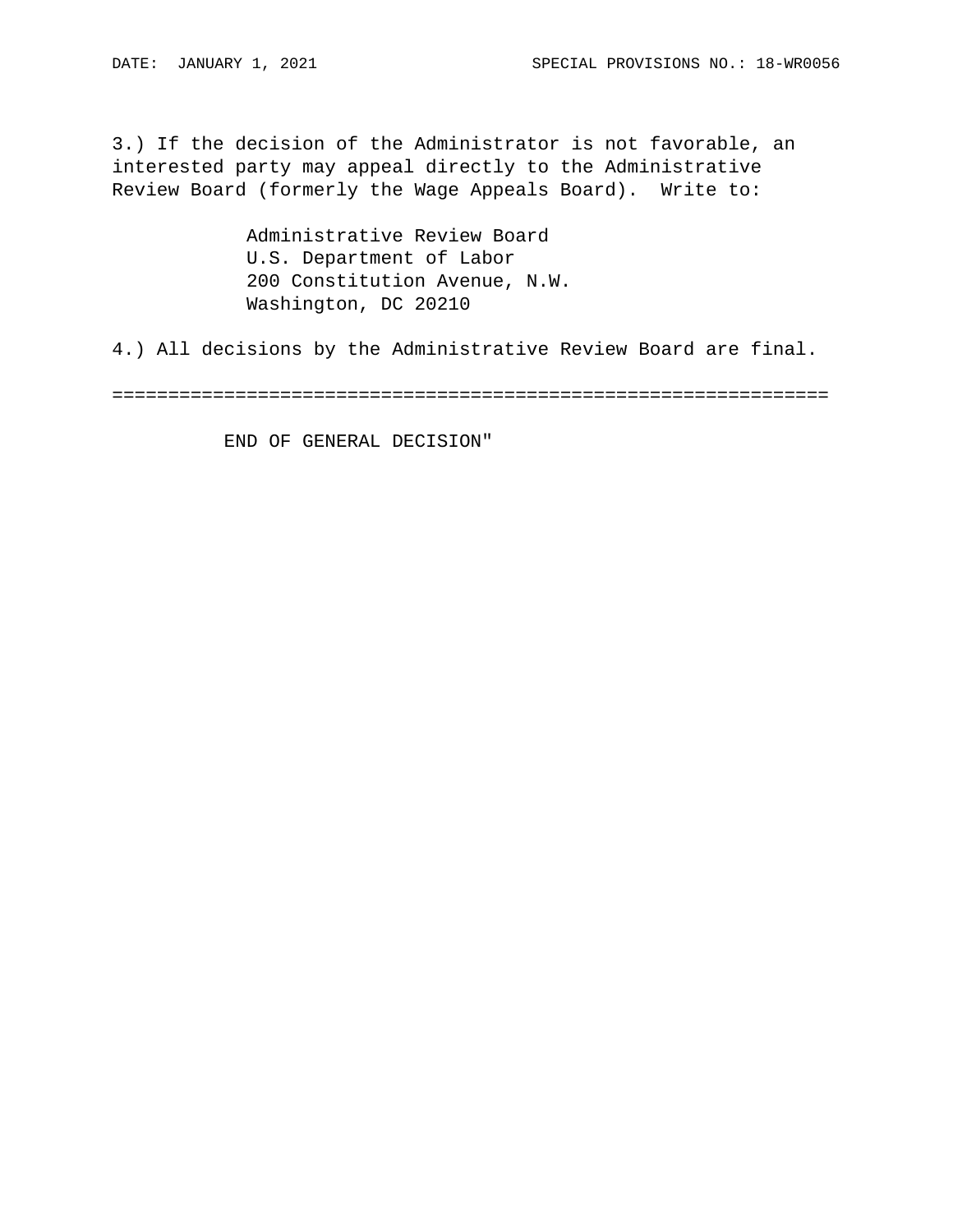3.) If the decision of the Administrator is not favorable, an interested party may appeal directly to the Administrative Review Board (formerly the Wage Appeals Board). Write to:

Administrative Review Board
U.S. Department of Labor
200 Constitution Avenue, N.W.
Washington, DC 20210

4.) All decisions by the Administrative Review Board are final.

================================================================

END OF GENERAL DECISION"